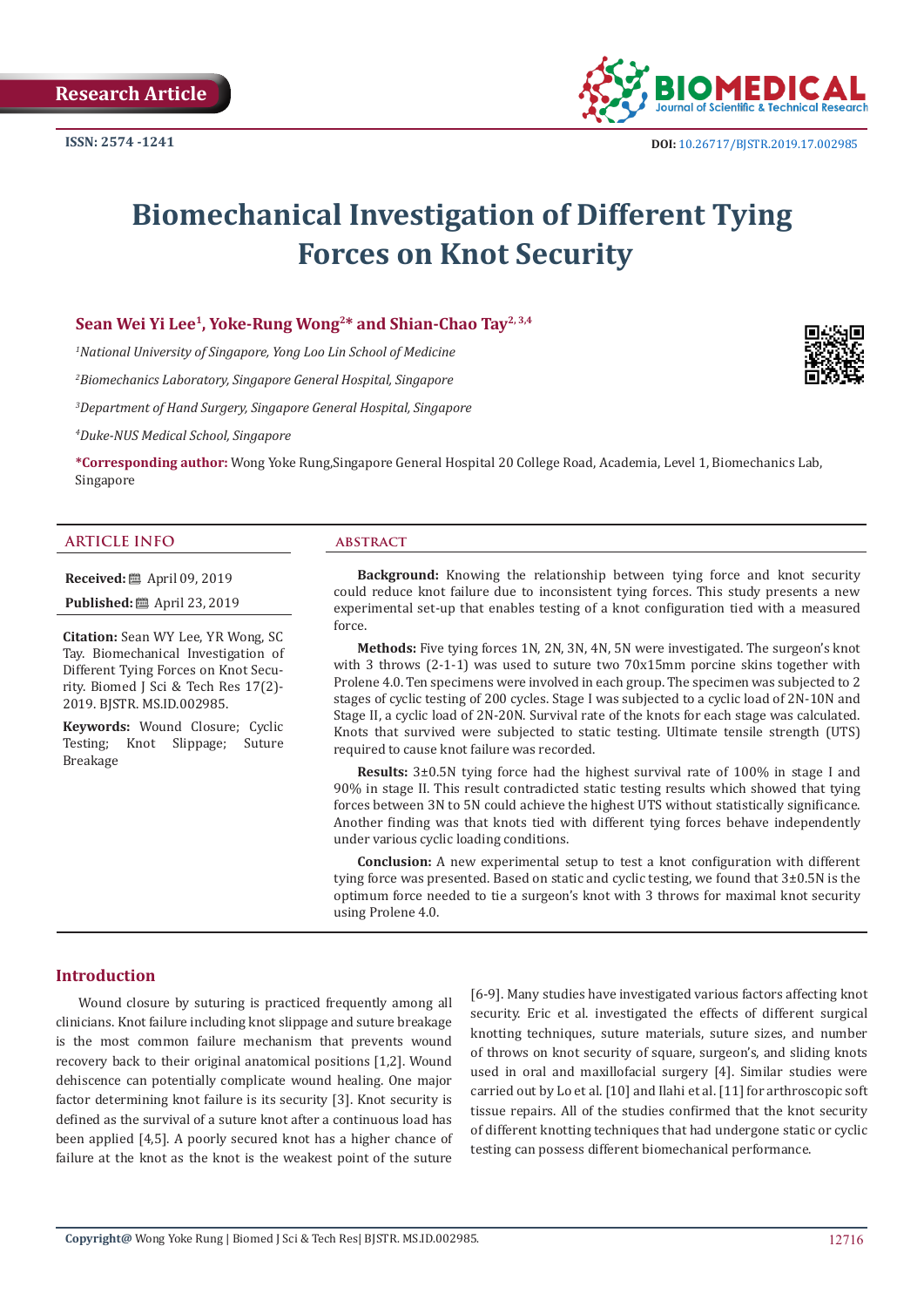Research Article

ISSN: 2574 -1241

DOI: 10.26717/BJSTR.2019.17.002985

# Biomechanical Investigation of Different Tying Forces on Knot Security

**Sean Wei Yi Lee[1], Yoke-Rung Wong[2]\* and Shian-Chao Tay[2, 3,4]**

*[1]National University of Singapore, Yong Loo Lin School of Medicine*

*[2]Biomechanics Laboratory, Singapore General Hospital, Singapore*

*[3]Department of Hand Surgery, Singapore General Hospital, Singapore*

*[4]Duke-NUS Medical School, Singapore*

**\*Corresponding author:** Wong Yoke Rung,Singapore General Hospital 20 College Road, Academia, Level 1, Biomechanics Lab, Singapore

## ARTICLE INFO

**Received:** April 09, 2019

**Published:** April 23, 2019

**Citation:** Sean WY Lee, YR Wong, SC Tay. Biomechanical Investigation of Different Tying Forces on Knot Security. Biomed J Sci & Tech Res 17(2)-2019. BJSTR. MS.ID.002985.

**Keywords:** Wound Closure; Cyclic Testing; Knot Slippage; Suture Breakage

## ABSTRACT

**Background:** Knowing the relationship between tying force and knot security could reduce knot failure due to inconsistent tying forces. This study presents a new experimental set-up that enables testing of a knot configuration tied with a measured force.

**Methods:** Five tying forces 1N, 2N, 3N, 4N, 5N were investigated. The surgeon's knot with 3 throws (2-1-1) was used to suture two 70x15mm porcine skins together with Prolene 4.0. Ten specimens were involved in each group. The specimen was subjected to 2 stages of cyclic testing of 200 cycles. Stage I was subjected to a cyclic load of 2N-10N and Stage II, a cyclic load of 2N-20N. Survival rate of the knots for each stage was calculated. Knots that survived were subjected to static testing. Ultimate tensile strength (UTS) required to cause knot failure was recorded.

**Results:** 3±0.5N tying force had the highest survival rate of 100% in stage I and 90% in stage II. This result contradicted static testing results which showed that tying forces between 3N to 5N could achieve the highest UTS without statistically significance. Another finding was that knots tied with different tying forces behave independently under various cyclic loading conditions.

**Conclusion:** A new experimental setup to test a knot configuration with different tying force was presented. Based on static and cyclic testing, we found that 3±0.5N is the optimum force needed to tie a surgeon's knot with 3 throws for maximal knot security using Prolene 4.0.

## Introduction

Wound closure by suturing is practiced frequently among all clinicians. Knot failure including knot slippage and suture breakage is the most common failure mechanism that prevents wound recovery back to their original anatomical positions [1,2]. Wound dehiscence can potentially complicate wound healing. One major factor determining knot failure is its security [3]. Knot security is defined as the survival of a suture knot after a continuous load has been applied [4,5]. A poorly secured knot has a higher chance of failure at the knot as the knot is the weakest point of the suture [6-9]. Many studies have investigated various factors affecting knot security. Eric et al. investigated the effects of different surgical knotting techniques, suture materials, suture sizes, and number of throws on knot security of square, surgeon's, and sliding knots used in oral and maxillofacial surgery [4]. Similar studies were carried out by Lo et al. [10] and Ilahi et al. [11] for arthroscopic soft tissue repairs. All of the studies confirmed that the knot security of different knotting techniques that had undergone static or cyclic testing can possess different biomechanical performance.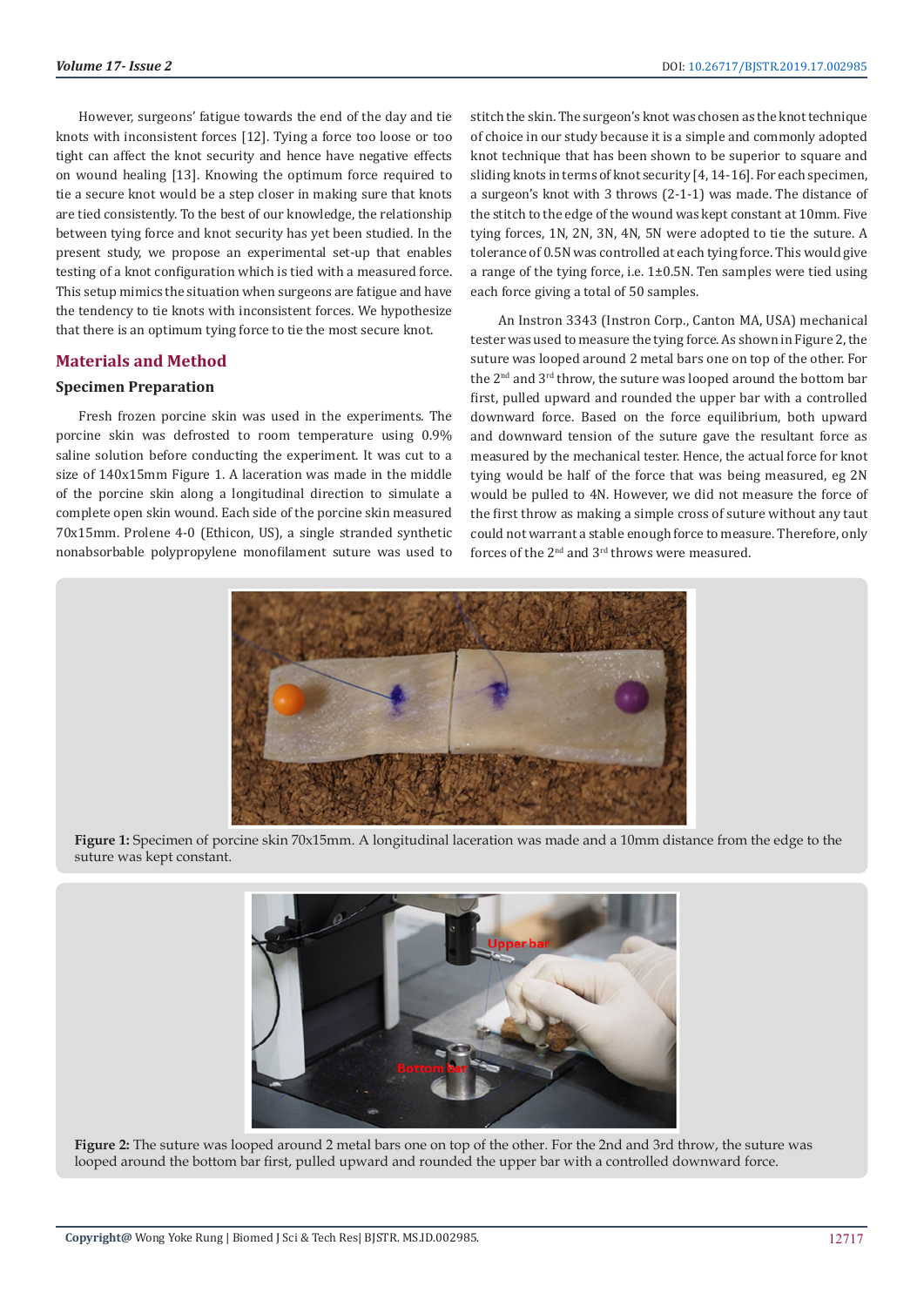However, surgeons' fatigue towards the end of the day and tie knots with inconsistent forces [12]. Tying a force too loose or too tight can affect the knot security and hence have negative effects on wound healing [13]. Knowing the optimum force required to tie a secure knot would be a step closer in making sure that knots are tied consistently. To the best of our knowledge, the relationship between tying force and knot security has yet been studied. In the present study, we propose an experimental set-up that enables testing of a knot configuration which is tied with a measured force. This setup mimics the situation when surgeons are fatigue and have the tendency to tie knots with inconsistent forces. We hypothesize that there is an optimum tying force to tie the most secure knot.

## Materials and Method

### Specimen Preparation

Fresh frozen porcine skin was used in the experiments. The porcine skin was defrosted to room temperature using 0.9% saline solution before conducting the experiment. It was cut to a size of 140x15mm Figure 1. A laceration was made in the middle of the porcine skin along a longitudinal direction to simulate a complete open skin wound. Each side of the porcine skin measured 70x15mm. Prolene 4-0 (Ethicon, US), a single stranded synthetic nonabsorbable polypropylene monofilament suture was used to stitch the skin. The surgeon's knot was chosen as the knot technique of choice in our study because it is a simple and commonly adopted knot technique that has been shown to be superior to square and sliding knots in terms of knot security [4, 14-16]. For each specimen, a surgeon's knot with 3 throws (2-1-1) was made. The distance of the stitch to the edge of the wound was kept constant at 10mm. Five tying forces, 1N, 2N, 3N, 4N, 5N were adopted to tie the suture. A tolerance of 0.5N was controlled at each tying force. This would give a range of the tying force, i.e. 1±0.5N. Ten samples were tied using each force giving a total of 50 samples.

An Instron 3343 (Instron Corp., Canton MA, USA) mechanical tester was used to measure the tying force. As shown in Figure 2, the suture was looped around 2 metal bars one on top of the other. For the 2nd and 3rd throw, the suture was looped around the bottom bar first, pulled upward and rounded the upper bar with a controlled downward force. Based on the force equilibrium, both upward and downward tension of the suture gave the resultant force as measured by the mechanical tester. Hence, the actual force for knot tying would be half of the force that was being measured, eg 2N would be pulled to 4N. However, we did not measure the force of the first throw as making a simple cross of suture without any taut could not warrant a stable enough force to measure. Therefore, only forces of the 2nd and 3rd throws were measured.

**Figure 1:** Specimen of porcine skin 70x15mm. A longitudinal laceration was made and a 10mm distance from the edge to the suture was kept constant.

Upper bar

Bottom bar

**Figure 2:** The suture was looped around 2 metal bars one on top of the other. For the 2nd and 3rd throw, the suture was looped around the bottom bar first, pulled upward and rounded the upper bar with a controlled downward force.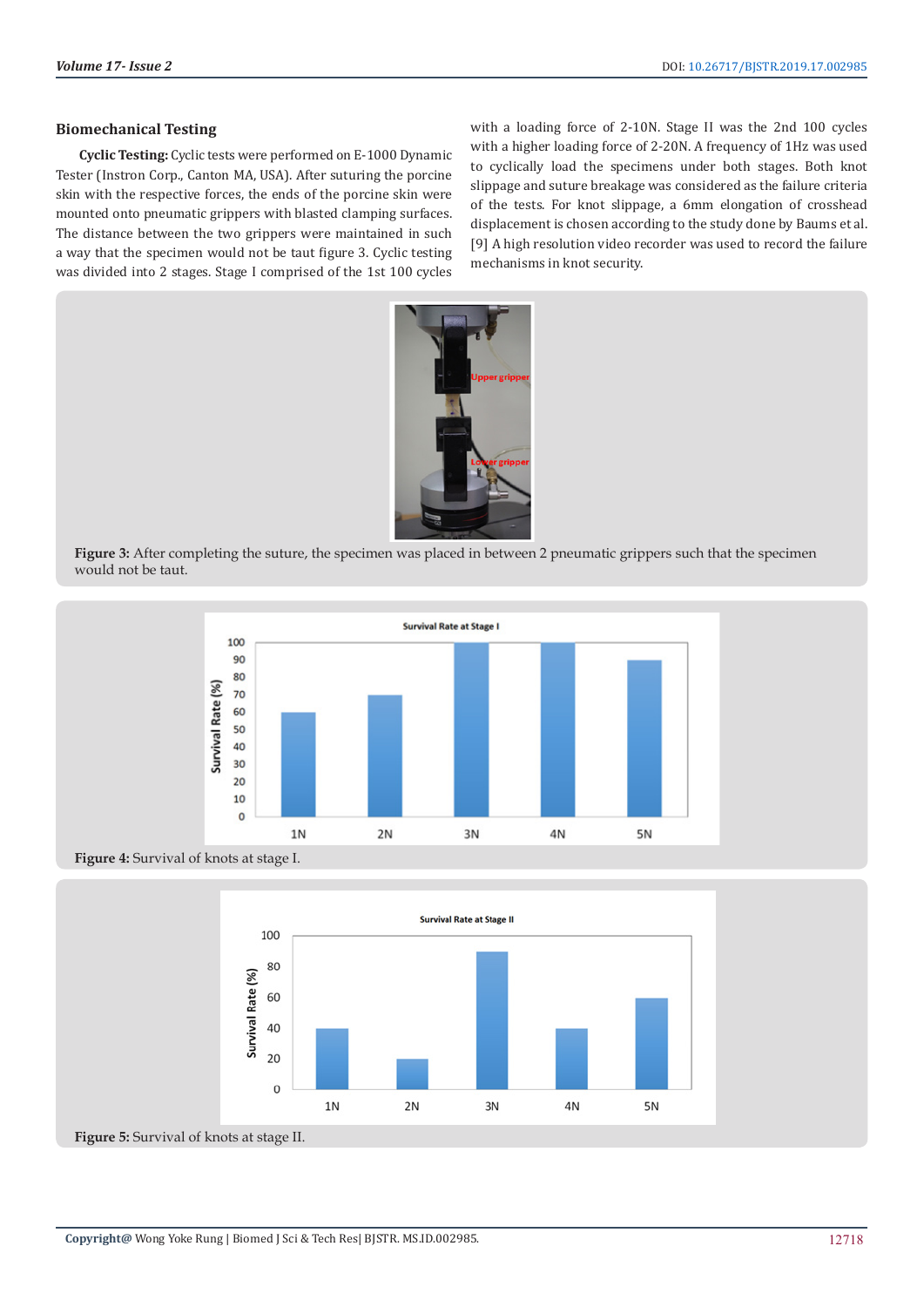## Biomechanical Testing

**Cyclic Testing:** Cyclic tests were performed on E-1000 Dynamic Tester (Instron Corp., Canton MA, USA). After suturing the porcine skin with the respective forces, the ends of the porcine skin were mounted onto pneumatic grippers with blasted clamping surfaces. The distance between the two grippers were maintained in such a way that the specimen would not be taut figure 3. Cyclic testing was divided into 2 stages. Stage I comprised of the 1st 100 cycles with a loading force of 2-10N. Stage II was the 2nd 100 cycles with a higher loading force of 2-20N. A frequency of 1Hz was used to cyclically load the specimens under both stages. Both knot slippage and suture breakage was considered as the failure criteria of the tests. For knot slippage, a 6mm elongation of crosshead displacement is chosen according to the study done by Baums et al. [9] A high resolution video recorder was used to record the failure mechanisms in knot security.

Upper gripper

Lower gripper

**Figure 3:** After completing the suture, the specimen was placed in between 2 pneumatic grippers such that the specimen would not be taut.

Survival Rate at Stage I

Survival Rate (%)

100
90
80
70
60
50
40
30
20
10
0

1N 2N 3N 4N 5N

**Figure 4:** Survival of knots at stage I.

Survival Rate at Stage II

Survival Rate (%)

100
80
60
40
20
0

1N 2N 3N 4N 5N

**Figure 5:** Survival of knots at stage II.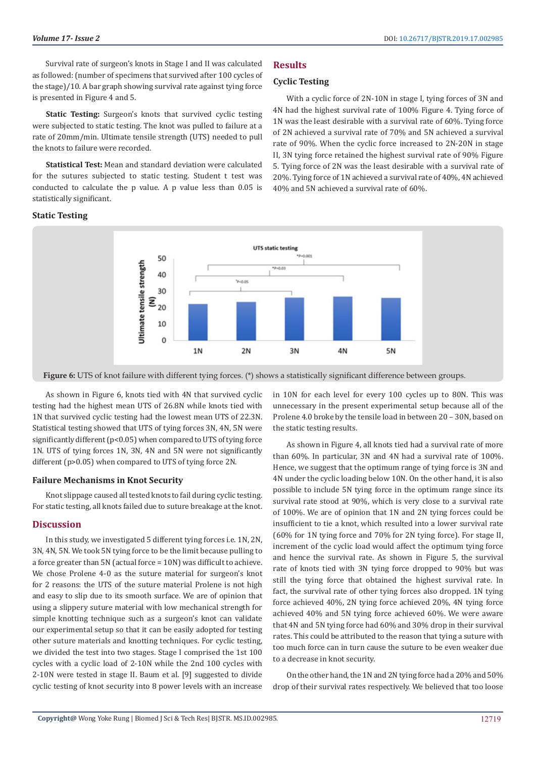Survival rate of surgeon's knots in Stage I and II was calculated as followed: (number of specimens that survived after 100 cycles of the stage)/10. A bar graph showing survival rate against tying force is presented in Figure 4 and 5.

**Static Testing:** Surgeon's knots that survived cyclic testing were subjected to static testing. The knot was pulled to failure at a rate of 20mm/min. Ultimate tensile strength (UTS) needed to pull the knots to failure were recorded.

**Statistical Test:** Mean and standard deviation were calculated for the sutures subjected to static testing. Student t test was conducted to calculate the p value. A p value less than 0.05 is statistically significant.

## Results

### Cyclic Testing

With a cyclic force of 2N-10N in stage I, tying forces of 3N and 4N had the highest survival rate of 100% Figure 4. Tying force of 1N was the least desirable with a survival rate of 60%. Tying force of 2N achieved a survival rate of 70% and 5N achieved a survival rate of 90%. When the cyclic force increased to 2N-20N in stage II, 3N tying force retained the highest survival rate of 90% Figure 5. Tying force of 2N was the least desirable with a survival rate of 20%. Tying force of 1N achieved a survival rate of 40%, 4N achieved 40% and 5N achieved a survival rate of 60%.

### Static Testing

UTS static testing

Ultimate tensile strength (N)

50
40
30
20
10
0

1N 2N 3N 4N 5N

*P=0.001
*P=0.03
*P=0.05

**Figure 6:** UTS of knot failure with different tying forces. (*) shows a statistically significant difference between groups.

As shown in Figure 6, knots tied with 4N that survived cyclic testing had the highest mean UTS of 26.8N while knots tied with 1N that survived cyclic testing had the lowest mean UTS of 22.3N. Statistical testing showed that UTS of tying forces 3N, 4N, 5N were significantly different ($p<0.05$) when compared to UTS of tying force 1N. UTS of tying forces 1N, 3N, 4N and 5N were not significantly different ($p>0.05$) when compared to UTS of tying force 2N.

### Failure Mechanisms in Knot Security

Knot slippage caused all tested knots to fail during cyclic testing. For static testing, all knots failed due to suture breakage at the knot.

## Discussion

In this study, we investigated 5 different tying forces i.e. 1N, 2N, 3N, 4N, 5N. We took 5N tying force to be the limit because pulling to a force greater than 5N (actual force = 10N) was difficult to achieve. We chose Prolene 4-0 as the suture material for surgeon's knot for 2 reasons: the UTS of the suture material Prolene is not high and easy to slip due to its smooth surface. We are of opinion that using a slippery suture material with low mechanical strength for simple knotting technique such as a surgeon's knot can validate our experimental setup so that it can be easily adopted for testing other suture materials and knotting techniques. For cyclic testing, we divided the test into two stages. Stage I comprised the 1st 100 cycles with a cyclic load of 2-10N while the 2nd 100 cycles with 2-10N were tested in stage II. Baum et al. [9] suggested to divide cyclic testing of knot security into 8 power levels with an increase in 10N for each level for every 100 cycles up to 80N. This was unnecessary in the present experimental setup because all of the Prolene 4.0 broke by the tensile load in between 20 – 30N, based on the static testing results.

As shown in Figure 4, all knots tied had a survival rate of more than 60%. In particular, 3N and 4N had a survival rate of 100%. Hence, we suggest that the optimum range of tying force is 3N and 4N under the cyclic loading below 10N. On the other hand, it is also possible to include 5N tying force in the optimum range since its survival rate stood at 90%, which is very close to a survival rate of 100%. We are of opinion that 1N and 2N tying forces could be insufficient to tie a knot, which resulted into a lower survival rate (60% for 1N tying force and 70% for 2N tying force). For stage II, increment of the cyclic load would affect the optimum tying force and hence the survival rate. As shown in Figure 5, the survival rate of knots tied with 3N tying force dropped to 90% but was still the tying force that obtained the highest survival rate. In fact, the survival rate of other tying forces also dropped. 1N tying force achieved 40%, 2N tying force achieved 20%, 4N tying force achieved 40% and 5N tying force achieved 60%. We were aware that 4N and 5N tying force had 60% and 30% drop in their survival rates. This could be attributed to the reason that tying a suture with too much force can in turn cause the suture to be even weaker due to a decrease in knot security.

On the other hand, the 1N and 2N tying force had a 20% and 50% drop of their survival rates respectively. We believed that too loose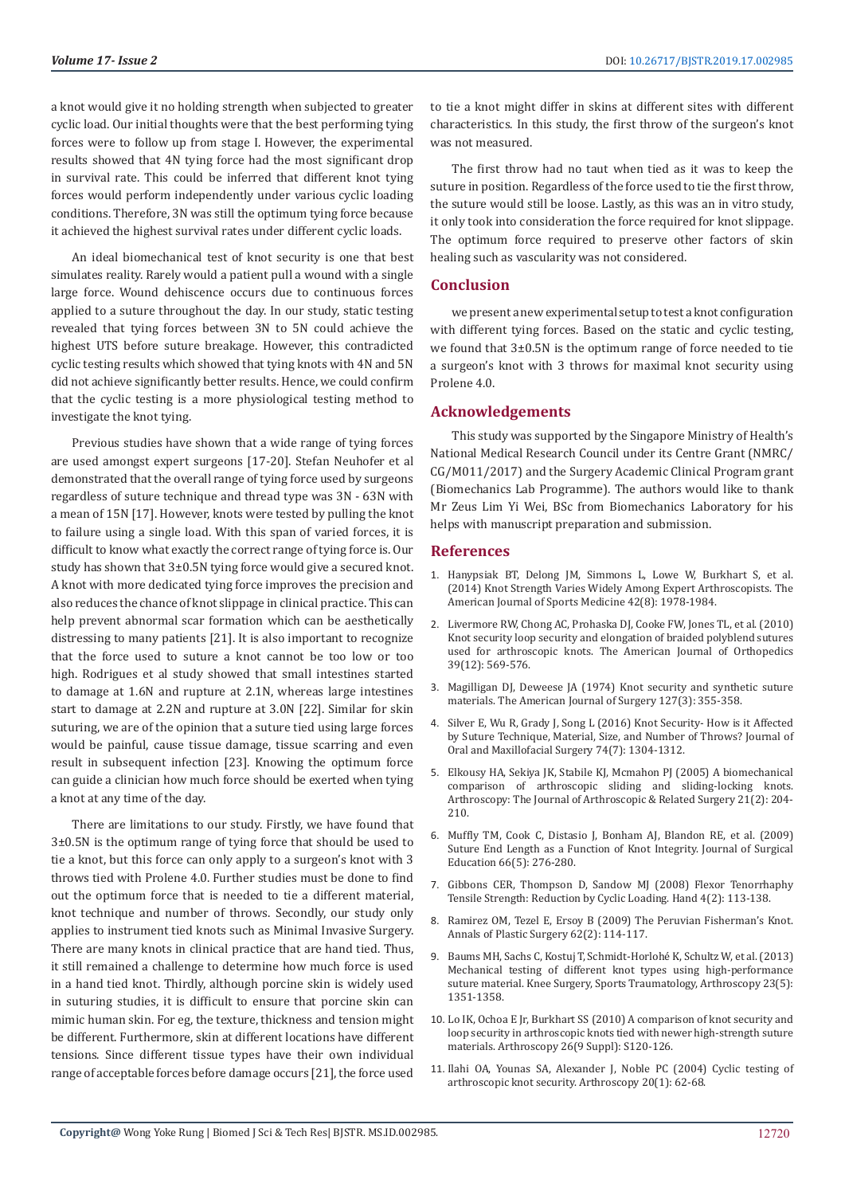a knot would give it no holding strength when subjected to greater cyclic load. Our initial thoughts were that the best performing tying forces were to follow up from stage I. However, the experimental results showed that 4N tying force had the most significant drop in survival rate. This could be inferred that different knot tying forces would perform independently under various cyclic loading conditions. Therefore, 3N was still the optimum tying force because it achieved the highest survival rates under different cyclic loads.

An ideal biomechanical test of knot security is one that best simulates reality. Rarely would a patient pull a wound with a single large force. Wound dehiscence occurs due to continuous forces applied to a suture throughout the day. In our study, static testing revealed that tying forces between 3N to 5N could achieve the highest UTS before suture breakage. However, this contradicted cyclic testing results which showed that tying knots with 4N and 5N did not achieve significantly better results. Hence, we could confirm that the cyclic testing is a more physiological testing method to investigate the knot tying.

Previous studies have shown that a wide range of tying forces are used amongst expert surgeons [17-20]. Stefan Neuhofer et al demonstrated that the overall range of tying force used by surgeons regardless of suture technique and thread type was 3N - 63N with a mean of 15N [17]. However, knots were tested by pulling the knot to failure using a single load. With this span of varied forces, it is difficult to know what exactly the correct range of tying force is. Our study has shown that 3±0.5N tying force would give a secured knot. A knot with more dedicated tying force improves the precision and also reduces the chance of knot slippage in clinical practice. This can help prevent abnormal scar formation which can be aesthetically distressing to many patients [21]. It is also important to recognize that the force used to suture a knot cannot be too low or too high. Rodrigues et al study showed that small intestines started to damage at 1.6N and rupture at 2.1N, whereas large intestines start to damage at 2.2N and rupture at 3.0N [22]. Similar for skin suturing, we are of the opinion that a suture tied using large forces would be painful, cause tissue damage, tissue scarring and even result in subsequent infection [23]. Knowing the optimum force can guide a clinician how much force should be exerted when tying a knot at any time of the day.

There are limitations to our study. Firstly, we have found that 3±0.5N is the optimum range of tying force that should be used to tie a knot, but this force can only apply to a surgeon's knot with 3 throws tied with Prolene 4.0. Further studies must be done to find out the optimum force that is needed to tie a different material, knot technique and number of throws. Secondly, our study only applies to instrument tied knots such as Minimal Invasive Surgery. There are many knots in clinical practice that are hand tied. Thus, it still remained a challenge to determine how much force is used in a hand tied knot. Thirdly, although porcine skin is widely used in suturing studies, it is difficult to ensure that porcine skin can mimic human skin. For eg, the texture, thickness and tension might be different. Furthermore, skin at different locations have different tensions. Since different tissue types have their own individual range of acceptable forces before damage occurs [21], the force used to tie a knot might differ in skins at different sites with different characteristics. In this study, the first throw of the surgeon's knot was not measured.

The first throw had no taut when tied as it was to keep the suture in position. Regardless of the force used to tie the first throw, the suture would still be loose. Lastly, as this was an in vitro study, it only took into consideration the force required for knot slippage. The optimum force required to preserve other factors of skin healing such as vascularity was not considered.

## Conclusion

we present a new experimental setup to test a knot configuration with different tying forces. Based on the static and cyclic testing, we found that 3±0.5N is the optimum range of force needed to tie a surgeon's knot with 3 throws for maximal knot security using Prolene 4.0.

## Acknowledgements

This study was supported by the Singapore Ministry of Health's National Medical Research Council under its Centre Grant (NMRC/CG/M011/2017) and the Surgery Academic Clinical Program grant (Biomechanics Lab Programme). The authors would like to thank Mr Zeus Lim Yi Wei, BSc from Biomechanics Laboratory for his helps with manuscript preparation and submission.

## References

1. Hanypsiak BT, Delong JM, Simmons L, Lowe W, Burkhart S, et al. (2014) Knot Strength Varies Widely Among Expert Arthroscopists. The American Journal of Sports Medicine 42(8): 1978-1984.
2. Livermore RW, Chong AC, Prohaska DJ, Cooke FW, Jones TL, et al. (2010) Knot security loop security and elongation of braided polyblend sutures used for arthroscopic knots. The American Journal of Orthopedics 39(12): 569-576.
3. Magilligan DJ, Deweese JA (1974) Knot security and synthetic suture materials. The American Journal of Surgery 127(3): 355-358.
4. Silver E, Wu R, Grady J, Song L (2016) Knot Security- How is it Affected by Suture Technique, Material, Size, and Number of Throws? Journal of Oral and Maxillofacial Surgery 74(7): 1304-1312.
5. Elkousy HA, Sekiya JK, Stabile KJ, Mcmahon PJ (2005) A biomechanical comparison of arthroscopic sliding and sliding-locking knots. Arthroscopy: The Journal of Arthroscopic & Related Surgery 21(2): 204-210.
6. Muffly TM, Cook C, Distasio J, Bonham AJ, Blandon RE, et al. (2009) Suture End Length as a Function of Knot Integrity. Journal of Surgical Education 66(5): 276-280.
7. Gibbons CER, Thompson D, Sandow MJ (2008) Flexor Tenorrhaphy Tensile Strength: Reduction by Cyclic Loading. Hand 4(2): 113-138.
8. Ramirez OM, Tezel E, Ersoy B (2009) The Peruvian Fisherman's Knot. Annals of Plastic Surgery 62(2): 114-117.
9. Baums MH, Sachs C, Kostuj T, Schmidt-Horlohé K, Schultz W, et al. (2013) Mechanical testing of different knot types using high-performance suture material. Knee Surgery, Sports Traumatology, Arthroscopy 23(5): 1351-1358.
10. Lo IK, Ochoa E Jr, Burkhart SS (2010) A comparison of knot security and loop security in arthroscopic knots tied with newer high-strength suture materials. Arthroscopy 26(9 Suppl): S120-126.
11. Ilahi OA, Younas SA, Alexander J, Noble PC (2004) Cyclic testing of arthroscopic knot security. Arthroscopy 20(1): 62-68.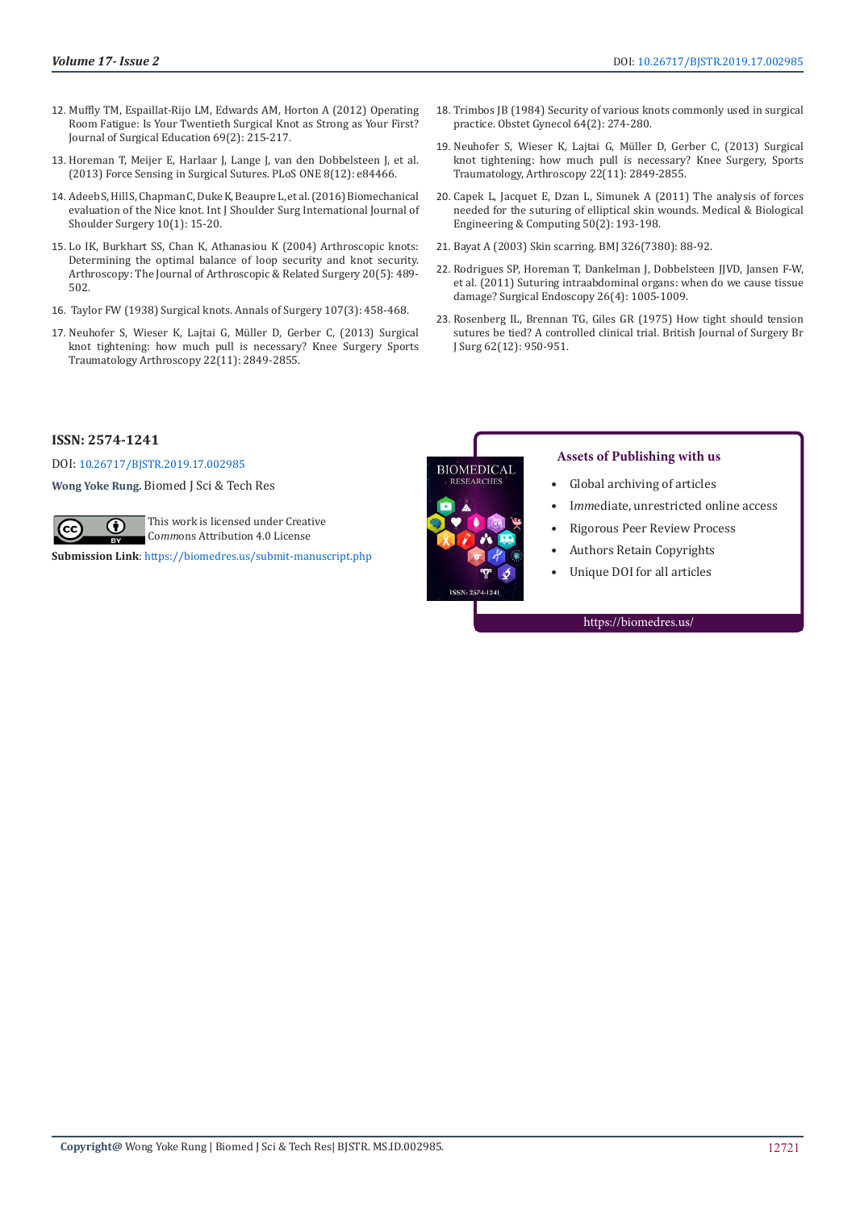12. Muffly TM, Espaillat-Rijo LM, Edwards AM, Horton A (2012) Operating Room Fatigue: Is Your Twentieth Surgical Knot as Strong as Your First? Journal of Surgical Education 69(2): 215-217.
13. Horeman T, Meijer E, Harlaar J, Lange J, van den Dobbelsteen J, et al. (2013) Force Sensing in Surgical Sutures. PLoS ONE 8(12): e84466.
14. Adeeb S, Hill S, Chapman C, Duke K, Beaupre L, et al. (2016) Biomechanical evaluation of the Nice knot. Int J Shoulder Surg International Journal of Shoulder Surgery 10(1): 15-20.
15. Lo IK, Burkhart SS, Chan K, Athanasiou K (2004) Arthroscopic knots: Determining the optimal balance of loop security and knot security. Arthroscopy: The Journal of Arthroscopic & Related Surgery 20(5): 489-502.
16. Taylor FW (1938) Surgical knots. Annals of Surgery 107(3): 458-468.
17. Neuhofer S, Wieser K, Lajtai G, Müller D, Gerber C, (2013) Surgical knot tightening: how much pull is necessary? Knee Surgery Sports Traumatology Arthroscopy 22(11): 2849-2855.
18. Trimbos JB (1984) Security of various knots commonly used in surgical practice. Obstet Gynecol 64(2): 274-280.
19. Neuhofer S, Wieser K, Lajtai G, Müller D, Gerber C, (2013) Surgical knot tightening: how much pull is necessary? Knee Surgery, Sports Traumatology, Arthroscopy 22(11): 2849-2855.
20. Capek L, Jacquet E, Dzan L, Simunek A (2011) The analysis of forces needed for the suturing of elliptical skin wounds. Medical & Biological Engineering & Computing 50(2): 193-198.
21. Bayat A (2003) Skin scarring. BMJ 326(7380): 88-92.
22. Rodrigues SP, Horeman T, Dankelman J, Dobbelsteen JJVD, Jansen F-W, et al. (2011) Suturing intraabdominal organs: when do we cause tissue damage? Surgical Endoscopy 26(4): 1005-1009.
23. Rosenberg IL, Brennan TG, Giles GR (1975) How tight should tension sutures be tied? A controlled clinical trial. British Journal of Surgery Br J Surg 62(12): 950-951.

**ISSN: 2574-1241**

DOI: 10.26717/BJSTR.2019.17.002985

**Wong Yoke Rung.** Biomed J Sci & Tech Res

This work is licensed under Creative Commons Attribution 4.0 License

**Submission Link**: https://biomedres.us/submit-manuscript.php

**Assets of Publishing with us**

- Global archiving of articles
- Immediate, unrestricted online access
- Rigorous Peer Review Process
- Authors Retain Copyrights
- Unique DOI for all articles

https://biomedres.us/